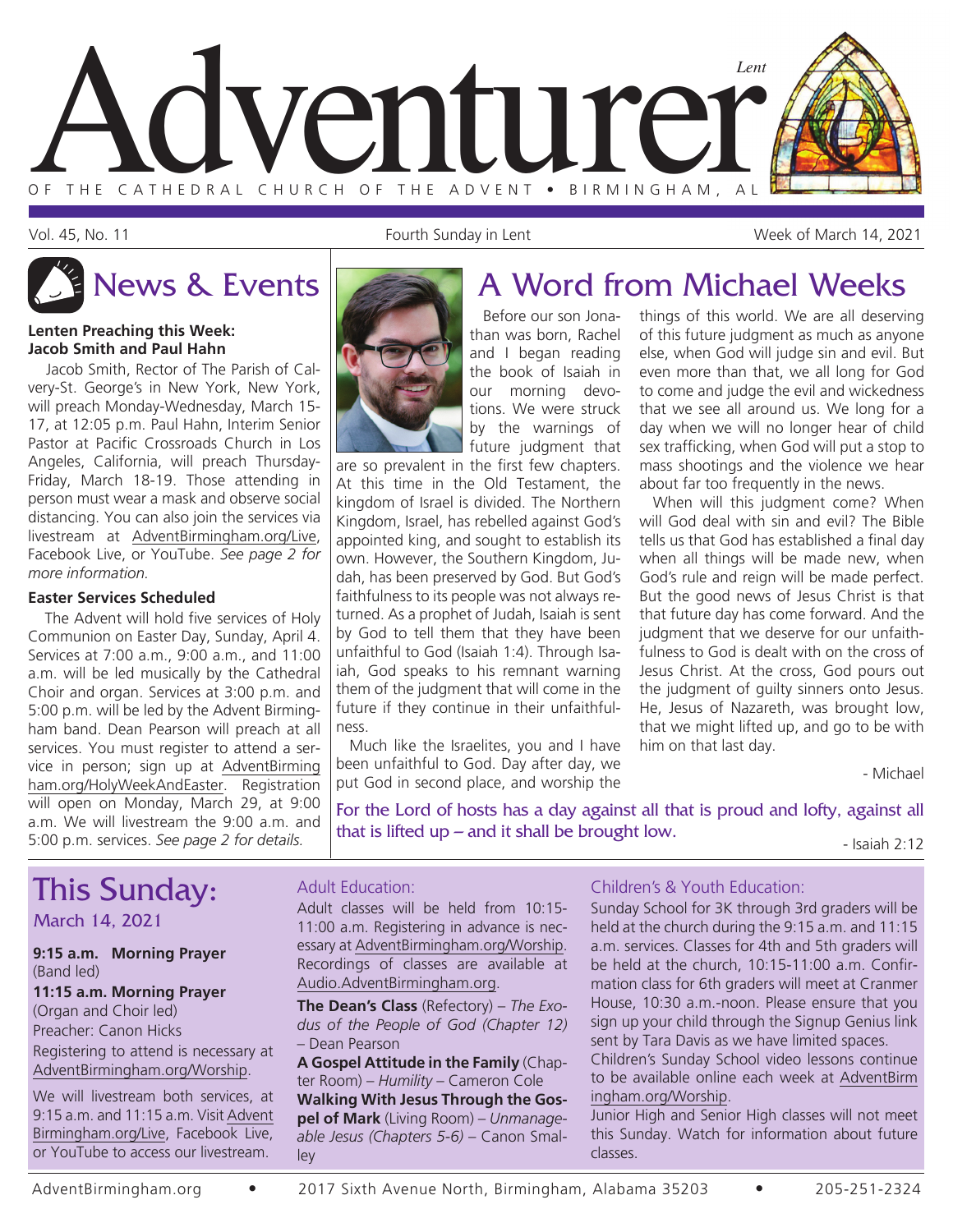# Adventurer

*Lent*

OF THE CATHEDRAL CHURCH OF THE ADVENT • BIRMINGHAM, AL

Vol. 45, No. 11 | Fourth Sunday in Lent | Week of March 14, 2021

## News & Events

**Lenten Preaching this Week: Jacob Smith and Paul Hahn**

Jacob Smith, Rector of The Parish of Calvery-St. George's in New York, New York, will preach Monday-Wednesday, March 15-17, at 12:05 p.m. Paul Hahn, Interim Senior Pastor at Pacific Crossroads Church in Los Angeles, California, will preach Thursday-Friday, March 18-19. Those attending in person must wear a mask and observe social distancing. You can also join the services via livestream at AdventBirmingham.org/Live, Facebook Live, or YouTube. *See page 2 for more information.*

**Easter Services Scheduled**

The Advent will hold five services of Holy Communion on Easter Day, Sunday, April 4. Services at 7:00 a.m., 9:00 a.m., and 11:00 a.m. will be led musically by the Cathedral Choir and organ. Services at 3:00 p.m. and 5:00 p.m. will be led by the Advent Birmingham band. Dean Pearson will preach at all services. You must register to attend a service in person; sign up at AdventBirmingham.org/HolyWeekAndEaster. Registration will open on Monday, March 29, at 9:00 a.m. We will livestream the 9:00 a.m. and 5:00 p.m. services. *See page 2 for details.*

## A Word from Michael Weeks

Before our son Jonathan was born, Rachel and I began reading the book of Isaiah in our morning devotions. We were struck by the warnings of future judgment that are so prevalent in the first few chapters. At this time in the Old Testament, the kingdom of Israel is divided. The Northern Kingdom, Israel, has rebelled against God's appointed king, and sought to establish its own. However, the Southern Kingdom, Judah, has been preserved by God. But God's faithfulness to its people was not always returned. As a prophet of Judah, Isaiah is sent by God to tell them that they have been unfaithful to God (Isaiah 1:4). Through Isaiah, God speaks to his remnant warning them of the judgment that will come in the future if they continue in their unfaithfulness.

Much like the Israelites, you and I have been unfaithful to God. Day after day, we put God in second place, and worship the things of this world. We are all deserving of this future judgment as much as anyone else, when God will judge sin and evil. But even more than that, we all long for God to come and judge the evil and wickedness that we see all around us. We long for a day when we will no longer hear of child sex trafficking, when God will put a stop to mass shootings and the violence we hear about far too frequently in the news.

When will this judgment come? When will God deal with sin and evil? The Bible tells us that God has established a final day when all things will be made new, when God's rule and reign will be made perfect. But the good news of Jesus Christ is that that future day has come forward. And the judgment that we deserve for our unfaithfulness to God is dealt with on the cross of Jesus Christ. At the cross, God pours out the judgment of guilty sinners onto Jesus. He, Jesus of Nazareth, was brought low, that we might lifted up, and go to be with him on that last day.

\- Michael

For the Lord of hosts has a day against all that is proud and lofty, against all that is lifted up – and it shall be brought low.

\- Isaiah 2:12

## This Sunday:

### March 14, 2021

**9:15 a.m. Morning Prayer**
(Band led)

**11:15 a.m. Morning Prayer**
(Organ and Choir led)
Preacher: Canon Hicks
Registering to attend is necessary at AdventBirmingham.org/Worship.

We will livestream both services, at 9:15 a.m. and 11:15 a.m. Visit AdventBirmingham.org/Live, Facebook Live, or YouTube to access our livestream.

### Adult Education:

Adult classes will be held from 10:15-11:00 a.m. Registering in advance is necessary at AdventBirmingham.org/Worship. Recordings of classes are available at Audio.AdventBirmingham.org.

**The Dean's Class** (Refectory) – *The Exodus of the People of God (Chapter 12)* – Dean Pearson

**A Gospel Attitude in the Family** (Chapter Room) – *Humility* – Cameron Cole

**Walking With Jesus Through the Gospel of Mark** (Living Room) – *Unmanageable Jesus (Chapters 5-6)* – Canon Smalley

### Children's & Youth Education:

Sunday School for 3K through 3rd graders will be held at the church during the 9:15 a.m. and 11:15 a.m. services. Classes for 4th and 5th graders will be held at the church, 10:15-11:00 a.m. Confirmation class for 6th graders will meet at Cranmer House, 10:30 a.m.-noon. Please ensure that you sign up your child through the Signup Genius link sent by Tara Davis as we have limited spaces.

Children's Sunday School video lessons continue to be available online each week at AdventBirmingham.org/Worship.

Junior High and Senior High classes will not meet this Sunday. Watch for information about future classes.

AdventBirmingham.org • 2017 Sixth Avenue North, Birmingham, Alabama 35203 • 205-251-2324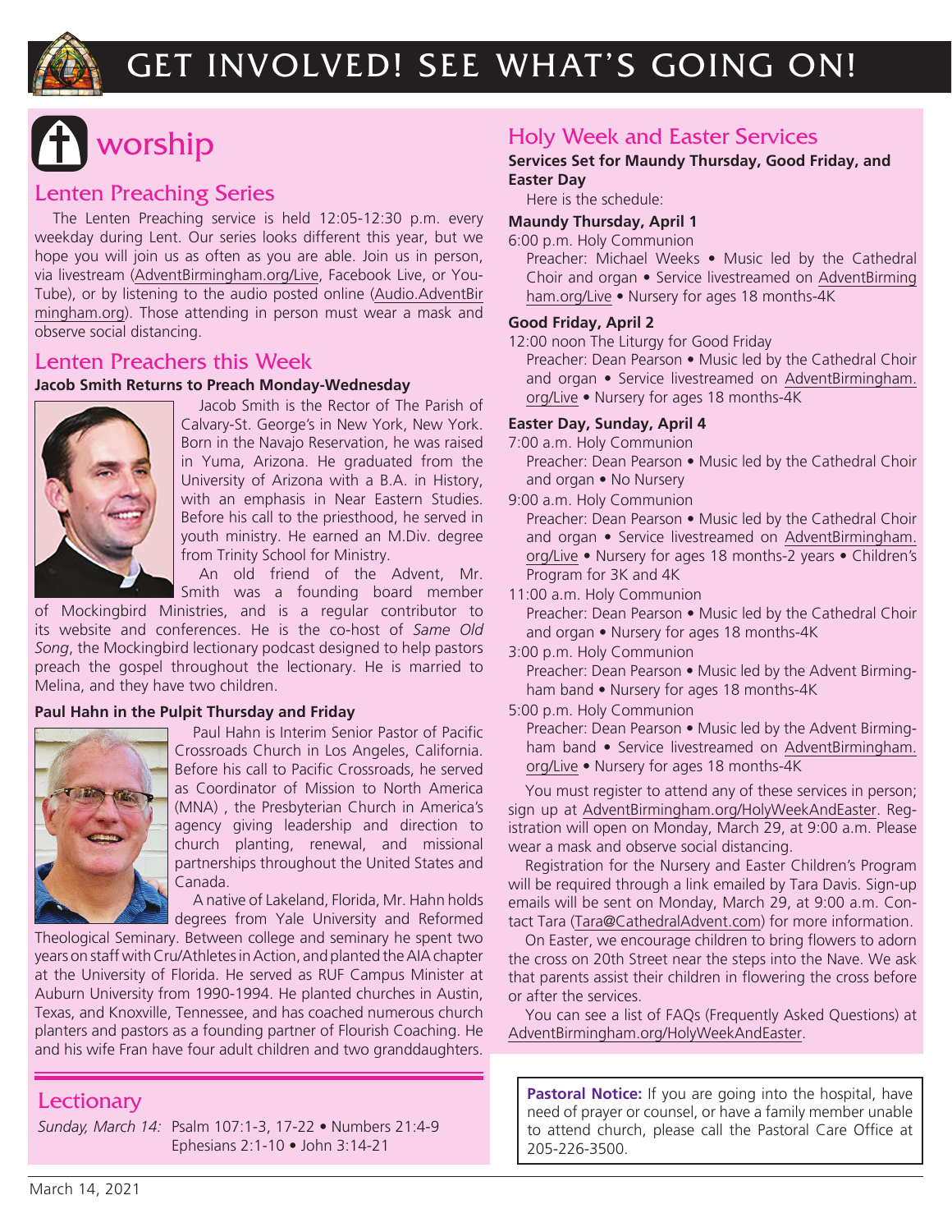# GET INVOLVED! SEE WHAT'S GOING ON!

## worship

### Lenten Preaching Series

The Lenten Preaching service is held 12:05-12:30 p.m. every weekday during Lent. Our series looks different this year, but we hope you will join us as often as you are able. Join us in person, via livestream (AdventBirmingham.org/Live, Facebook Live, or YouTube), or by listening to the audio posted online (Audio.AdventBirmingham.org). Those attending in person must wear a mask and observe social distancing.

### Lenten Preachers this Week

**Jacob Smith Returns to Preach Monday-Wednesday**

Jacob Smith is the Rector of The Parish of Calvary-St. George's in New York, New York. Born in the Navajo Reservation, he was raised in Yuma, Arizona. He graduated from the University of Arizona with a B.A. in History, with an emphasis in Near Eastern Studies. Before his call to the priesthood, he served in youth ministry. He earned an M.Div. degree from Trinity School for Ministry.

An old friend of the Advent, Mr. Smith was a founding board member of Mockingbird Ministries, and is a regular contributor to its website and conferences. He is the co-host of *Same Old Song*, the Mockingbird lectionary podcast designed to help pastors preach the gospel throughout the lectionary. He is married to Melina, and they have two children.

**Paul Hahn in the Pulpit Thursday and Friday**

Paul Hahn is Interim Senior Pastor of Pacific Crossroads Church in Los Angeles, California. Before his call to Pacific Crossroads, he served as Coordinator of Mission to North America (MNA) , the Presbyterian Church in America's agency giving leadership and direction to church planting, renewal, and missional partnerships throughout the United States and Canada.

A native of Lakeland, Florida, Mr. Hahn holds degrees from Yale University and Reformed Theological Seminary. Between college and seminary he spent two years on staff with Cru/Athletes in Action, and planted the AIA chapter at the University of Florida. He served as RUF Campus Minister at Auburn University from 1990-1994. He planted churches in Austin, Texas, and Knoxville, Tennessee, and has coached numerous church planters and pastors as a founding partner of Flourish Coaching. He and his wife Fran have four adult children and two granddaughters.

### Lectionary

*Sunday, March 14:* Psalm 107:1-3, 17-22 • Numbers 21:4-9
Ephesians 2:1-10 • John 3:14-21

### Holy Week and Easter Services

**Services Set for Maundy Thursday, Good Friday, and Easter Day**

Here is the schedule:

**Maundy Thursday, April 1**

6:00 p.m. Holy Communion
Preacher: Michael Weeks • Music led by the Cathedral Choir and organ • Service livestreamed on AdventBirmingham.org/Live • Nursery for ages 18 months-4K

**Good Friday, April 2**

12:00 noon The Liturgy for Good Friday
Preacher: Dean Pearson • Music led by the Cathedral Choir and organ • Service livestreamed on AdventBirmingham.org/Live • Nursery for ages 18 months-4K

**Easter Day, Sunday, April 4**

7:00 a.m. Holy Communion
Preacher: Dean Pearson • Music led by the Cathedral Choir and organ • No Nursery

9:00 a.m. Holy Communion
Preacher: Dean Pearson • Music led by the Cathedral Choir and organ • Service livestreamed on AdventBirmingham.org/Live • Nursery for ages 18 months-2 years • Children's Program for 3K and 4K

11:00 a.m. Holy Communion
Preacher: Dean Pearson • Music led by the Cathedral Choir and organ • Nursery for ages 18 months-4K

3:00 p.m. Holy Communion
Preacher: Dean Pearson • Music led by the Advent Birmingham band • Nursery for ages 18 months-4K

5:00 p.m. Holy Communion
Preacher: Dean Pearson • Music led by the Advent Birmingham band • Service livestreamed on AdventBirmingham.org/Live • Nursery for ages 18 months-4K

You must register to attend any of these services in person; sign up at AdventBirmingham.org/HolyWeekAndEaster. Registration will open on Monday, March 29, at 9:00 a.m. Please wear a mask and observe social distancing.

Registration for the Nursery and Easter Children's Program will be required through a link emailed by Tara Davis. Sign-up emails will be sent on Monday, March 29, at 9:00 a.m. Contact Tara (Tara@CathedralAdvent.com) for more information.

On Easter, we encourage children to bring flowers to adorn the cross on 20th Street near the steps into the Nave. We ask that parents assist their children in flowering the cross before or after the services.

You can see a list of FAQs (Frequently Asked Questions) at AdventBirmingham.org/HolyWeekAndEaster.

**Pastoral Notice:** If you are going into the hospital, have need of prayer or counsel, or have a family member unable to attend church, please call the Pastoral Care Office at 205-226-3500.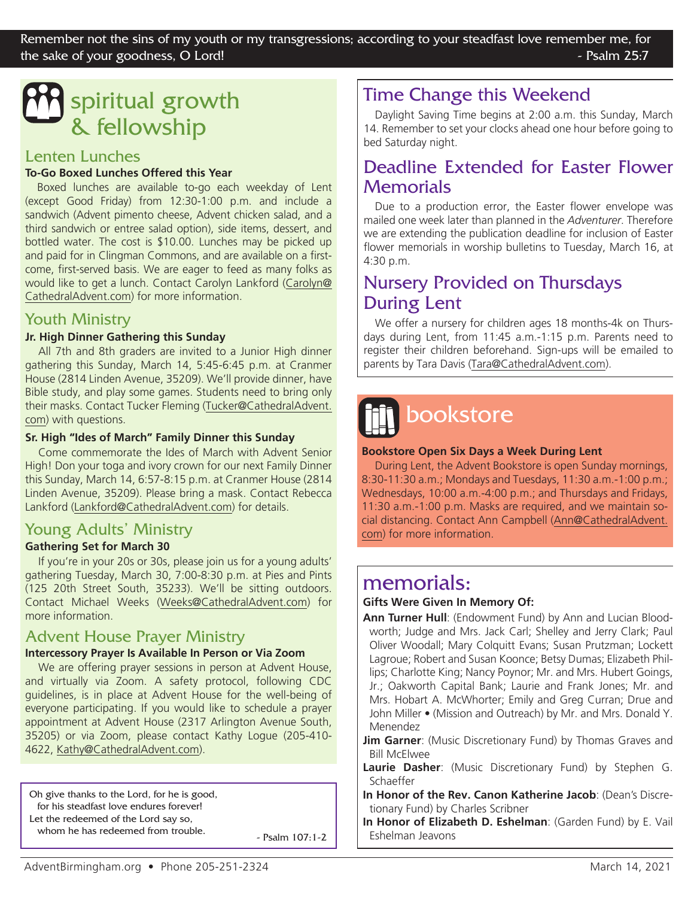Remember not the sins of my youth or my transgressions; according to your steadfast love remember me, for the sake of your goodness, O Lord! - Psalm 25:7

# spiritual growth & fellowship

## Lenten Lunches

**To-Go Boxed Lunches Offered this Year**

Boxed lunches are available to-go each weekday of Lent (except Good Friday) from 12:30-1:00 p.m. and include a sandwich (Advent pimento cheese, Advent chicken salad, and a third sandwich or entree salad option), side items, dessert, and bottled water. The cost is $10.00. Lunches may be picked up and paid for in Clingman Commons, and are available on a first-come, first-served basis. We are eager to feed as many folks as would like to get a lunch. Contact Carolyn Lankford (Carolyn@CathedralAdvent.com) for more information.

## Youth Ministry

**Jr. High Dinner Gathering this Sunday**

All 7th and 8th graders are invited to a Junior High dinner gathering this Sunday, March 14, 5:45-6:45 p.m. at Cranmer House (2814 Linden Avenue, 35209). We'll provide dinner, have Bible study, and play some games. Students need to bring only their masks. Contact Tucker Fleming (Tucker@CathedralAdvent.com) with questions.

**Sr. High "Ides of March" Family Dinner this Sunday**

Come commemorate the Ides of March with Advent Senior High! Don your toga and ivory crown for our next Family Dinner this Sunday, March 14, 6:57-8:15 p.m. at Cranmer House (2814 Linden Avenue, 35209). Please bring a mask. Contact Rebecca Lankford (Lankford@CathedralAdvent.com) for details.

## Young Adults' Ministry

**Gathering Set for March 30**

If you're in your 20s or 30s, please join us for a young adults' gathering Tuesday, March 30, 7:00-8:30 p.m. at Pies and Pints (125 20th Street South, 35233). We'll be sitting outdoors. Contact Michael Weeks (Weeks@CathedralAdvent.com) for more information.

## Advent House Prayer Ministry

**Intercessory Prayer Is Available In Person or Via Zoom**

We are offering prayer sessions in person at Advent House, and virtually via Zoom. A safety protocol, following CDC guidelines, is in place at Advent House for the well-being of everyone participating. If you would like to schedule a prayer appointment at Advent House (2317 Arlington Avenue South, 35205) or via Zoom, please contact Kathy Logue (205-410-4622, Kathy@CathedralAdvent.com).

Oh give thanks to the Lord, for he is good,
for his steadfast love endures forever!
Let the redeemed of the Lord say so,
whom he has redeemed from trouble.
- Psalm 107:1-2

## Time Change this Weekend

Daylight Saving Time begins at 2:00 a.m. this Sunday, March 14. Remember to set your clocks ahead one hour before going to bed Saturday night.

## Deadline Extended for Easter Flower Memorials

Due to a production error, the Easter flower envelope was mailed one week later than planned in the *Adventurer*. Therefore we are extending the publication deadline for inclusion of Easter flower memorials in worship bulletins to Tuesday, March 16, at 4:30 p.m.

## Nursery Provided on Thursdays During Lent

We offer a nursery for children ages 18 months-4k on Thursdays during Lent, from 11:45 a.m.-1:15 p.m. Parents need to register their children beforehand. Sign-ups will be emailed to parents by Tara Davis (Tara@CathedralAdvent.com).

# bookstore

**Bookstore Open Six Days a Week During Lent**

During Lent, the Advent Bookstore is open Sunday mornings, 8:30-11:30 a.m.; Mondays and Tuesdays, 11:30 a.m.-1:00 p.m.; Wednesdays, 10:00 a.m.-4:00 p.m.; and Thursdays and Fridays, 11:30 a.m.-1:00 p.m. Masks are required, and we maintain social distancing. Contact Ann Campbell (Ann@CathedralAdvent.com) for more information.

# memorials:

**Gifts Were Given In Memory Of:**

**Ann Turner Hull**: (Endowment Fund) by Ann and Lucian Bloodworth; Judge and Mrs. Jack Carl; Shelley and Jerry Clark; Paul Oliver Woodall; Mary Colquitt Evans; Susan Prutzman; Lockett Lagroue; Robert and Susan Koonce; Betsy Dumas; Elizabeth Phillips; Charlotte King; Nancy Poynor; Mr. and Mrs. Hubert Goings, Jr.; Oakworth Capital Bank; Laurie and Frank Jones; Mr. and Mrs. Hobart A. McWhorter; Emily and Greg Curran; Drue and John Miller • (Mission and Outreach) by Mr. and Mrs. Donald Y. Menendez

**Jim Garner**: (Music Discretionary Fund) by Thomas Graves and Bill McElwee

**Laurie Dasher**: (Music Discretionary Fund) by Stephen G. Schaeffer

**In Honor of the Rev. Canon Katherine Jacob**: (Dean's Discretionary Fund) by Charles Scribner

**In Honor of Elizabeth D. Eshelman**: (Garden Fund) by E. Vail Eshelman Jeavons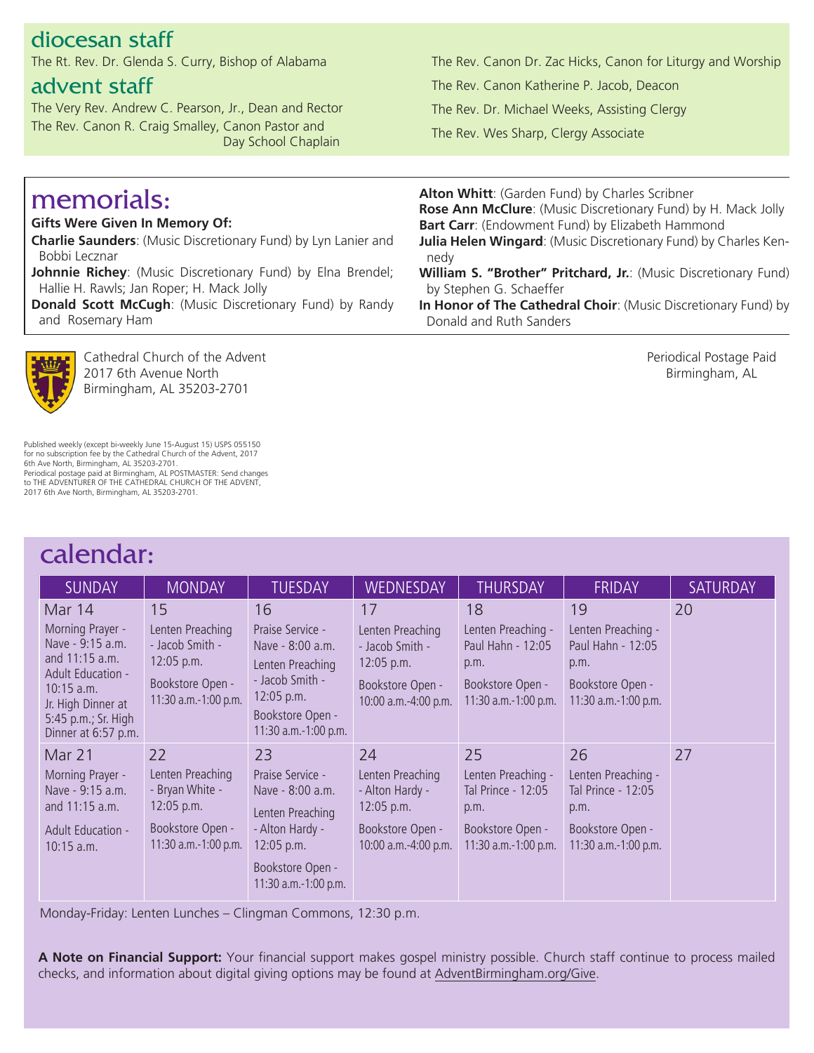## diocesan staff

The Rt. Rev. Dr. Glenda S. Curry, Bishop of Alabama

## advent staff

The Very Rev. Andrew C. Pearson, Jr., Dean and Rector

The Rev. Canon R. Craig Smalley, Canon Pastor and Day School Chaplain

The Rev. Canon Dr. Zac Hicks, Canon for Liturgy and Worship

The Rev. Canon Katherine P. Jacob, Deacon

The Rev. Dr. Michael Weeks, Assisting Clergy

The Rev. Wes Sharp, Clergy Associate

## memorials:

**Gifts Were Given In Memory Of:**

**Charlie Saunders**: (Music Discretionary Fund) by Lyn Lanier and Bobbi Lecznar

**Johnnie Richey**: (Music Discretionary Fund) by Elna Brendel; Hallie H. Rawls; Jan Roper; H. Mack Jolly

**Donald Scott McCugh**: (Music Discretionary Fund) by Randy and Rosemary Ham

**Alton Whitt**: (Garden Fund) by Charles Scribner

**Rose Ann McClure**: (Music Discretionary Fund) by H. Mack Jolly

**Bart Carr**: (Endowment Fund) by Elizabeth Hammond

**Julia Helen Wingard**: (Music Discretionary Fund) by Charles Kennedy

**William S. "Brother" Pritchard, Jr.**: (Music Discretionary Fund) by Stephen G. Schaeffer

**In Honor of The Cathedral Choir**: (Music Discretionary Fund) by Donald and Ruth Sanders

Cathedral Church of the Advent
2017 6th Avenue North
Birmingham, AL 35203-2701

Periodical Postage Paid
Birmingham, AL

Published weekly (except bi-weekly June 15-August 15) USPS 055150 for no subscription fee by the Cathedral Church of the Advent, 2017 6th Ave North, Birmingham, AL 35203-2701.
Periodical postage paid at Birmingham, AL POSTMASTER: Send changes to THE ADVENTURER OF THE CATHEDRAL CHURCH OF THE ADVENT, 2017 6th Ave North, Birmingham, AL 35203-2701.

## calendar:

| SUNDAY | MONDAY | TUESDAY | WEDNESDAY | THURSDAY | FRIDAY | SATURDAY |
|---|---|---|---|---|---|---|
| Mar 14<br>Morning Prayer - Nave - 9:15 a.m. and 11:15 a.m.<br>Adult Education - 10:15 a.m.<br>Jr. High Dinner at 5:45 p.m.; Sr. High Dinner at 6:57 p.m. | 15<br>Lenten Preaching - Jacob Smith - 12:05 p.m.<br>Bookstore Open - 11:30 a.m.-1:00 p.m. | 16<br>Praise Service - Nave - 8:00 a.m.<br>Lenten Preaching - Jacob Smith - 12:05 p.m.<br>Bookstore Open - 11:30 a.m.-1:00 p.m. | 17<br>Lenten Preaching - Jacob Smith - 12:05 p.m.<br>Bookstore Open - 10:00 a.m.-4:00 p.m. | 18<br>Lenten Preaching - Paul Hahn - 12:05 p.m.<br>Bookstore Open - 11:30 a.m.-1:00 p.m. | 19<br>Lenten Preaching - Paul Hahn - 12:05 p.m.<br>Bookstore Open - 11:30 a.m.-1:00 p.m. | 20 |
| Mar 21<br>Morning Prayer - Nave - 9:15 a.m. and 11:15 a.m.<br>Adult Education - 10:15 a.m. | 22<br>Lenten Preaching - Bryan White - 12:05 p.m.<br>Bookstore Open - 11:30 a.m.-1:00 p.m. | 23<br>Praise Service - Nave - 8:00 a.m.<br>Lenten Preaching - Alton Hardy - 12:05 p.m.<br>Bookstore Open - 11:30 a.m.-1:00 p.m. | 24<br>Lenten Preaching - Alton Hardy - 12:05 p.m.<br>Bookstore Open - 10:00 a.m.-4:00 p.m. | 25<br>Lenten Preaching - Tal Prince - 12:05 p.m.<br>Bookstore Open - 11:30 a.m.-1:00 p.m. | 26<br>Lenten Preaching - Tal Prince - 12:05 p.m.<br>Bookstore Open - 11:30 a.m.-1:00 p.m. | 27 |

Monday-Friday: Lenten Lunches – Clingman Commons, 12:30 p.m.

**A Note on Financial Support:** Your financial support makes gospel ministry possible. Church staff continue to process mailed checks, and information about digital giving options may be found at AdventBirmingham.org/Give.